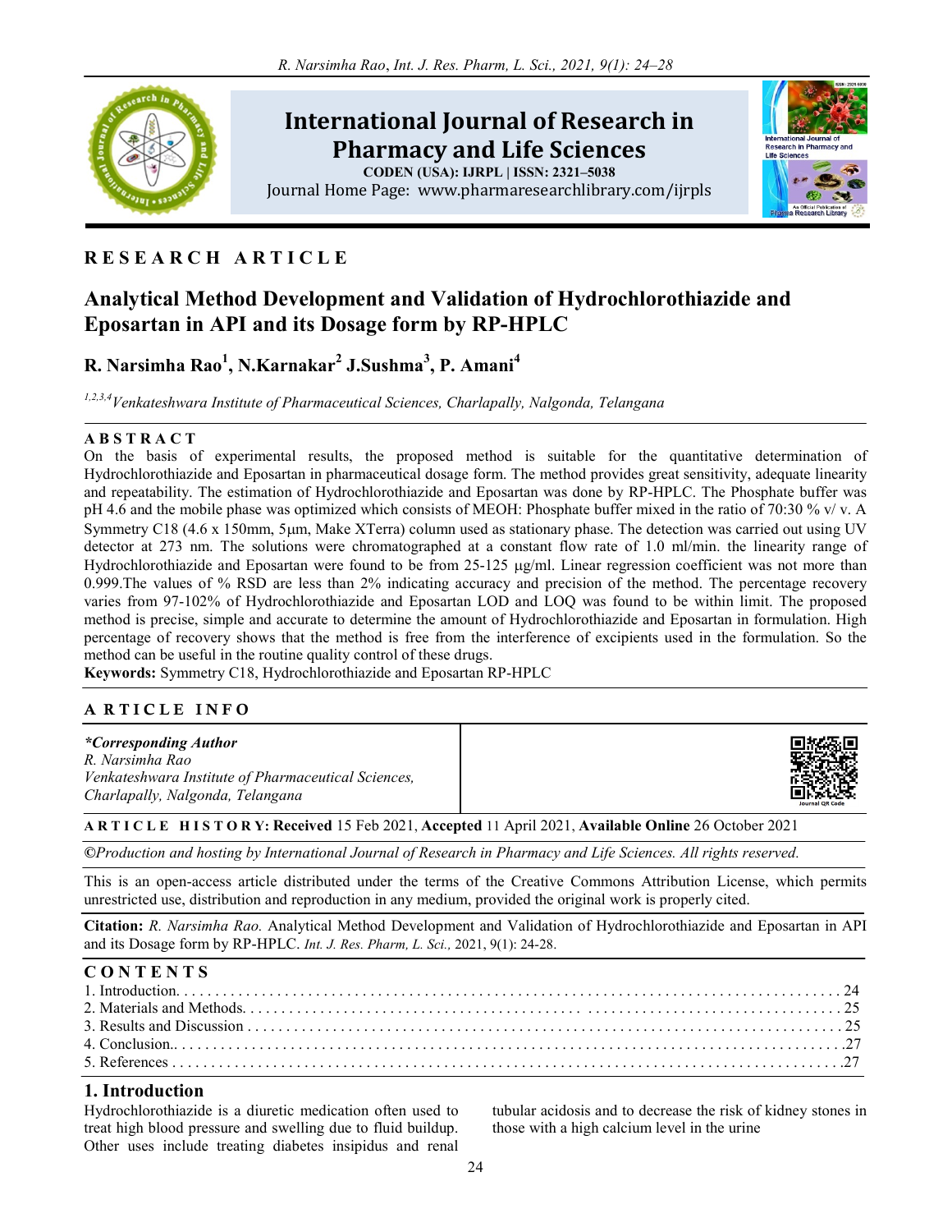# International Journal of Research in Pharmacy and Life Sciences

**CODEN (USA): IJRPL | ISSN: 2321–5038**

Journal Home Page: www.pharmaresearchlibrary.com/ijrpls

**RESEARCH ARTICLE**

## Analytical Method Development and Validation of Hydrochlorothiazide and Eposartan in API and its Dosage form by RP-HPLC

**R. Narsimha Rao[1], N.Karnakar[2] J.Sushma[3], P. Amani[4]**

*[1,2,3,4]Venkateshwara Institute of Pharmaceutical Sciences, Charlapally, Nalgonda, Telangana*

**ABSTRACT**

On the basis of experimental results, the proposed method is suitable for the quantitative determination of Hydrochlorothiazide and Eposartan in pharmaceutical dosage form. The method provides great sensitivity, adequate linearity and repeatability. The estimation of Hydrochlorothiazide and Eposartan was done by RP-HPLC. The Phosphate buffer was pH 4.6 and the mobile phase was optimized which consists of MEOH: Phosphate buffer mixed in the ratio of 70:30 % v/ v. A Symmetry C18 (4.6 x 150mm, 5µm, Make XTerra) column used as stationary phase. The detection was carried out using UV detector at 273 nm. The solutions were chromatographed at a constant flow rate of 1.0 ml/min. the linearity range of Hydrochlorothiazide and Eposartan were found to be from 25-125 µg/ml. Linear regression coefficient was not more than 0.999.The values of % RSD are less than 2% indicating accuracy and precision of the method. The percentage recovery varies from 97-102% of Hydrochlorothiazide and Eposartan LOD and LOQ was found to be within limit. The proposed method is precise, simple and accurate to determine the amount of Hydrochlorothiazide and Eposartan in formulation. High percentage of recovery shows that the method is free from the interference of excipients used in the formulation. So the method can be useful in the routine quality control of these drugs.

**Keywords:** Symmetry C18, Hydrochlorothiazide and Eposartan RP-HPLC

**ARTICLE INFO**

***Corresponding Author***
*R. Narsimha Rao*
*Venkateshwara Institute of Pharmaceutical Sciences,*
*Charlapally, Nalgonda, Telangana*

**ARTICLE HISTORY: Received** 15 Feb 2021, **Accepted** 11 April 2021, **Available Online** 26 October 2021

*©Production and hosting by International Journal of Research in Pharmacy and Life Sciences. All rights reserved.*

This is an open-access article distributed under the terms of the Creative Commons Attribution License, which permits unrestricted use, distribution and reproduction in any medium, provided the original work is properly cited.

**Citation:** *R. Narsimha Rao.* Analytical Method Development and Validation of Hydrochlorothiazide and Eposartan in API and its Dosage form by RP-HPLC. *Int. J. Res. Pharm, L. Sci.,* 2021, 9(1): 24-28.

**CONTENTS**

1. Introduction. . . . . . . . . . 24
2. Materials and Methods. . . . . . . . . . 25
3. Results and Discussion . . . . . . . . . . 25
4. Conclusion.. . . . . . . . . . 27
5. References . . . . . . . . . . 27

## 1. Introduction

Hydrochlorothiazide is a diuretic medication often used to treat high blood pressure and swelling due to fluid buildup. Other uses include treating diabetes insipidus and renal tubular acidosis and to decrease the risk of kidney stones in those with a high calcium level in the urine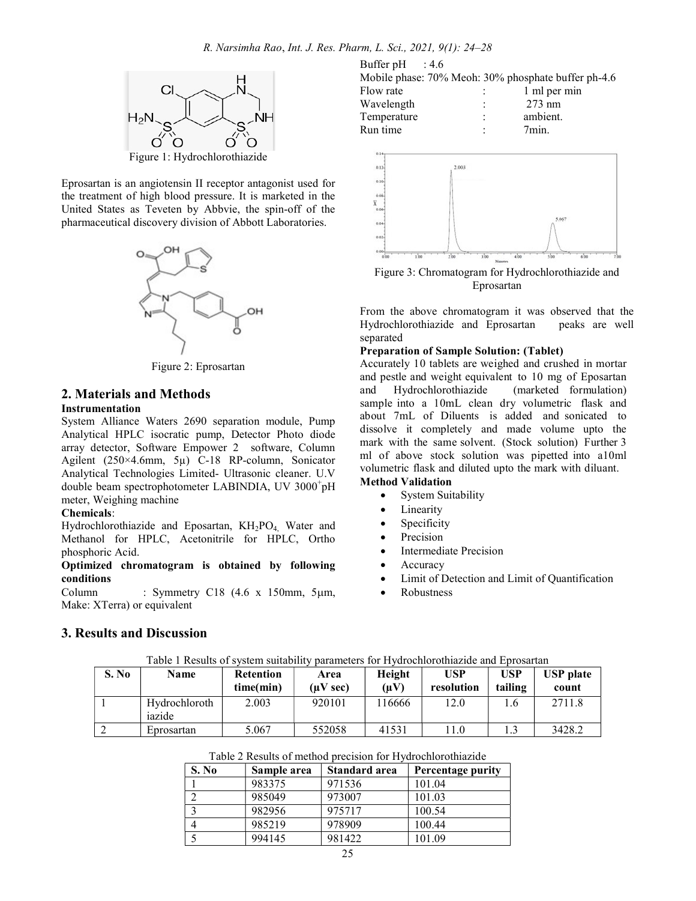Figure 1: Hydrochlorothiazide

Eprosartan is an angiotensin II receptor antagonist used for the treatment of high blood pressure. It is marketed in the United States as Teveten by Abbvie, the spin-off of the pharmaceutical discovery division of Abbott Laboratories.

Figure 2: Eprosartan

## 2. Materials and Methods

**Instrumentation**

System Alliance Waters 2690 separation module, Pump Analytical HPLC isocratic pump, Detector Photo diode array detector, Software Empower 2 software, Column Agilent (250×4.6mm, 5µ) C-18 RP-column, Sonicator Analytical Technologies Limited- Ultrasonic cleaner. U.V double beam spectrophotometer LABINDIA, UV 3000$^{+}$pH meter, Weighing machine

**Chemicals**:

Hydrochlorothiazide and Eposartan, $KH_2PO_4$, Water and Methanol for HPLC, Acetonitrile for HPLC, Ortho phosphoric Acid.

**Optimized chromatogram is obtained by following conditions**

Column : Symmetry C18 (4.6 x 150mm, 5µm, Make: XTerra) or equivalent

Buffer pH : 4.6

Mobile phase: 70% Meoh: 30% phosphate buffer ph-4.6

Flow rate : 1 ml per min

Wavelength : 273 nm

Temperature : ambient.

Run time : 7min.

Figure 3: Chromatogram for Hydrochlorothiazide and Eprosartan

From the above chromatogram it was observed that the Hydrochlorothiazide and Eprosartan peaks are well separated

**Preparation of Sample Solution: (Tablet)**

Accurately 10 tablets are weighed and crushed in mortar and pestle and weight equivalent to 10 mg of Eposartan and Hydrochlorothiazide (marketed formulation) sample into a 10mL clean dry volumetric flask and about 7mL of Diluents is added and sonicated to dissolve it completely and made volume upto the mark with the same solvent. (Stock solution) Further 3 ml of above stock solution was pipetted into a10ml volumetric flask and diluted upto the mark with diluant.

**Method Validation**

- System Suitability
- Linearity
- Specificity
- Precision
- Intermediate Precision
- Accuracy
- Limit of Detection and Limit of Quantification
- Robustness

## 3. Results and Discussion

Table 1 Results of system suitability parameters for Hydrochlorothiazide and Eprosartan

| S. No | Name | Retention time(min) | Area (µV sec) | Height (µV) | USP resolution | USP tailing | USP plate count |
|---|---|---|---|---|---|---|---|
| 1 | Hydrochlorothiazide | 2.003 | 920101 | 116666 | 12.0 | 1.6 | 2711.8 |
| 2 | Eprosartan | 5.067 | 552058 | 41531 | 11.0 | 1.3 | 3428.2 |

Table 2 Results of method precision for Hydrochlorothiazide

| S. No | Sample area | Standard area | Percentage purity |
|---|---|---|---|
| 1 | 983375 | 971536 | 101.04 |
| 2 | 985049 | 973007 | 101.03 |
| 3 | 982956 | 975717 | 100.54 |
| 4 | 985219 | 978909 | 100.44 |
| 5 | 994145 | 981422 | 101.09 |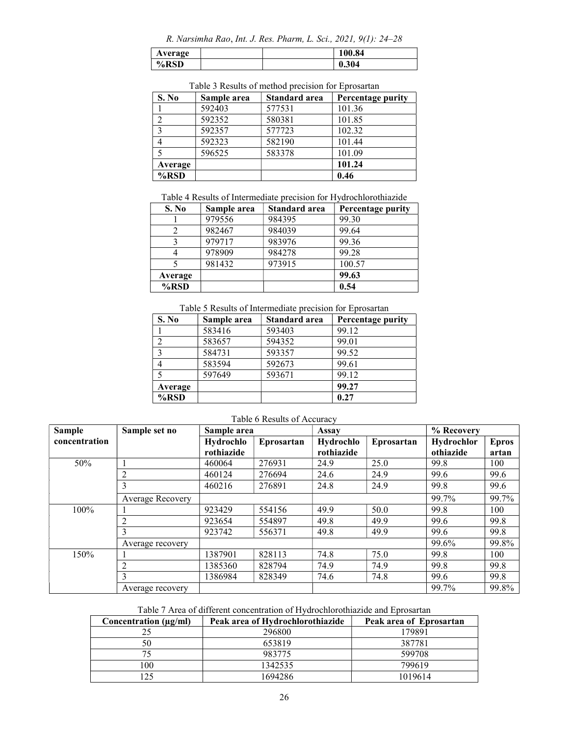| Average | | | 100.84 |
|---|---|---|---|
| %RSD | | | 0.304 |

Table 3 Results of method precision for Eprosartan

| S. No | Sample area | Standard area | Percentage purity |
|---|---|---|---|
| 1 | 592403 | 577531 | 101.36 |
| 2 | 592352 | 580381 | 101.85 |
| 3 | 592357 | 577723 | 102.32 |
| 4 | 592323 | 582190 | 101.44 |
| 5 | 596525 | 583378 | 101.09 |
| **Average** | | | **101.24** |
| **%RSD** | | | **0.46** |

Table 4 Results of Intermediate precision for Hydrochlorothiazide

| S. No | Sample area | Standard area | Percentage purity |
|---|---|---|---|
| 1 | 979556 | 984395 | 99.30 |
| 2 | 982467 | 984039 | 99.64 |
| 3 | 979717 | 983976 | 99.36 |
| 4 | 978909 | 984278 | 99.28 |
| 5 | 981432 | 973915 | 100.57 |
| **Average** | | | **99.63** |
| **%RSD** | | | **0.54** |

Table 5 Results of Intermediate precision for Eprosartan

| S. No | Sample area | Standard area | Percentage purity |
|---|---|---|---|
| 1 | 583416 | 593403 | 99.12 |
| 2 | 583657 | 594352 | 99.01 |
| 3 | 584731 | 593357 | 99.52 |
| 4 | 583594 | 592673 | 99.61 |
| 5 | 597649 | 593671 | 99.12 |
| **Average** | | | **99.27** |
| **%RSD** | | | **0.27** |

Table 6 Results of Accuracy

| Sample concentration | Sample set no | Sample area | | Assay | | % Recovery | |
|---|---|---|---|---|---|---|---|
| | | Hydrochlorothiazide | Eprosartan | Hydrochlorothiazide | Eprosartan | Hydrochlorothiazide | Eprosartan |
| 50% | 1 | 460064 | 276931 | 24.9 | 25.0 | 99.8 | 100 |
| | 2 | 460124 | 276694 | 24.6 | 24.9 | 99.6 | 99.6 |
| | 3 | 460216 | 276891 | 24.8 | 24.9 | 99.8 | 99.6 |
| | Average Recovery | | | | | 99.7% | 99.7% |
| 100% | 1 | 923429 | 554156 | 49.9 | 50.0 | 99.8 | 100 |
| | 2 | 923654 | 554897 | 49.8 | 49.9 | 99.6 | 99.8 |
| | 3 | 923742 | 556371 | 49.8 | 49.9 | 99.6 | 99.8 |
| | Average recovery | | | | | 99.6% | 99.8% |
| 150% | 1 | 1387901 | 828113 | 74.8 | 75.0 | 99.8 | 100 |
| | 2 | 1385360 | 828794 | 74.9 | 74.9 | 99.8 | 99.8 |
| | 3 | 1386984 | 828349 | 74.6 | 74.8 | 99.6 | 99.8 |
| | Average recovery | | | | | 99.7% | 99.8% |

Table 7 Area of different concentration of Hydrochlorothiazide and Eprosartan

| Concentration (µg/ml) | Peak area of Hydrochlorothiazide | Peak area of Eprosartan |
|---|---|---|
| 25 | 296800 | 179891 |
| 50 | 653819 | 387781 |
| 75 | 983775 | 599708 |
| 100 | 1342535 | 799619 |
| 125 | 1694286 | 1019614 |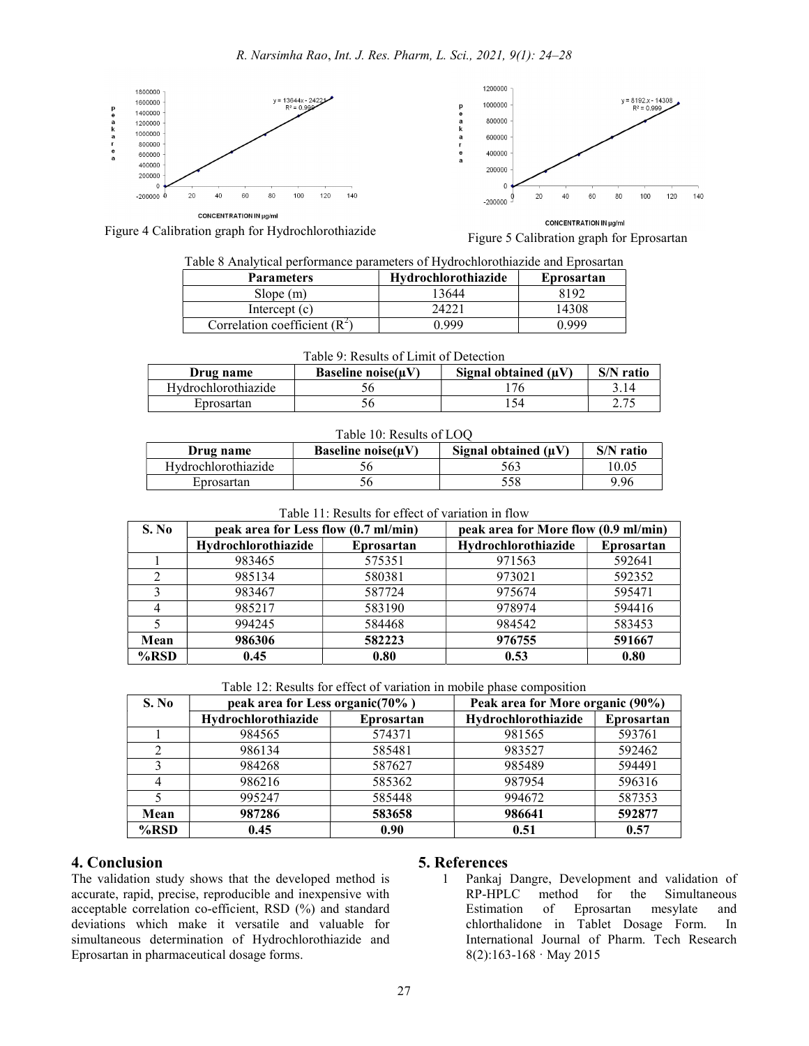Figure 4 Calibration graph for Hydrochlorothiazide

Figure 5 Calibration graph for Eprosartan

Table 8 Analytical performance parameters of Hydrochlorothiazide and Eprosartan

| Parameters | Hydrochlorothiazide | Eprosartan |
|---|---|---|
| Slope (m) | 13644 | 8192 |
| Intercept (c) | 24221 | 14308 |
| Correlation coefficient ($R^2$) | 0.999 | 0.999 |

Table 9: Results of Limit of Detection

| Drug name | Baseline noise(µV) | Signal obtained (µV) | S/N ratio |
|---|---|---|---|
| Hydrochlorothiazide | 56 | 176 | 3.14 |
| Eprosartan | 56 | 154 | 2.75 |

Table 10: Results of LOQ

| Drug name | Baseline noise(µV) | Signal obtained (µV) | S/N ratio |
|---|---|---|---|
| Hydrochlorothiazide | 56 | 563 | 10.05 |
| Eprosartan | 56 | 558 | 9.96 |

Table 11: Results for effect of variation in flow

| S. No | peak area for Less flow (0.7 ml/min) | | peak area for More flow (0.9 ml/min) | |
|---|---|---|---|---|
| | Hydrochlorothiazide | Eprosartan | Hydrochlorothiazide | Eprosartan |
| 1 | 983465 | 575351 | 971563 | 592641 |
| 2 | 985134 | 580381 | 973021 | 592352 |
| 3 | 983467 | 587724 | 975674 | 595471 |
| 4 | 985217 | 583190 | 978974 | 594416 |
| 5 | 994245 | 584468 | 984542 | 583453 |
| **Mean** | **986306** | **582223** | **976755** | **591667** |
| **%RSD** | **0.45** | **0.80** | **0.53** | **0.80** |

Table 12: Results for effect of variation in mobile phase composition

| S. No | peak area for Less organic(70% ) | | Peak area for More organic (90%) | |
|---|---|---|---|---|
| | Hydrochlorothiazide | Eprosartan | Hydrochlorothiazide | Eprosartan |
| 1 | 984565 | 574371 | 981565 | 593761 |
| 2 | 986134 | 585481 | 983527 | 592462 |
| 3 | 984268 | 587627 | 985489 | 594491 |
| 4 | 986216 | 585362 | 987954 | 596316 |
| 5 | 995247 | 585448 | 994672 | 587353 |
| **Mean** | **987286** | **583658** | **986641** | **592877** |
| **%RSD** | **0.45** | **0.90** | **0.51** | **0.57** |

## 4. Conclusion

The validation study shows that the developed method is accurate, rapid, precise, reproducible and inexpensive with acceptable correlation co-efficient, RSD (%) and standard deviations which make it versatile and valuable for simultaneous determination of Hydrochlorothiazide and Eprosartan in pharmaceutical dosage forms.

## 5. References

1. Pankaj Dangre, Development and validation of RP-HPLC method for the Simultaneous Estimation of Eprosartan mesylate and chlorthalidone in Tablet Dosage Form. In International Journal of Pharm. Tech Research 8(2):163-168 · May 2015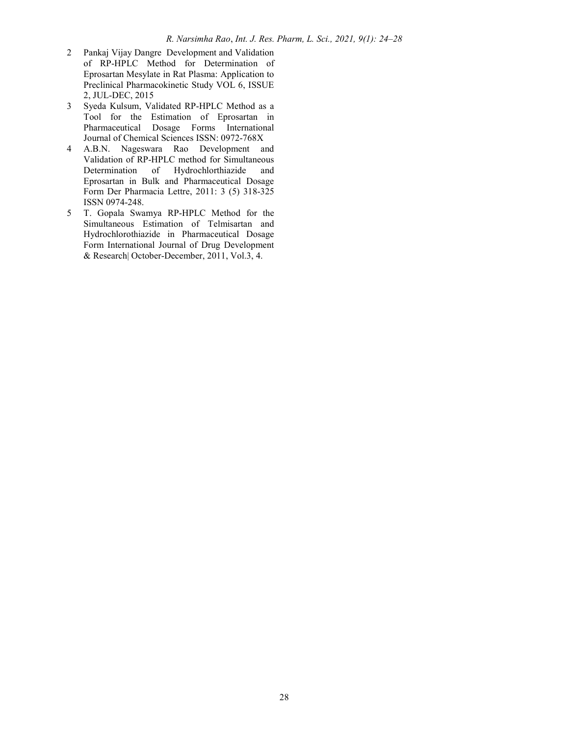2. Pankaj Vijay Dangre Development and Validation of RP-HPLC Method for Determination of Eprosartan Mesylate in Rat Plasma: Application to Preclinical Pharmacokinetic Study VOL 6, ISSUE 2, JUL-DEC, 2015
3. Syeda Kulsum, Validated RP-HPLC Method as a Tool for the Estimation of Eprosartan in Pharmaceutical Dosage Forms International Journal of Chemical Sciences ISSN: 0972-768X
4. A.B.N. Nageswara Rao Development and Validation of RP-HPLC method for Simultaneous Determination of Hydrochlorthiazide and Eprosartan in Bulk and Pharmaceutical Dosage Form Der Pharmacia Lettre, 2011: 3 (5) 318-325 ISSN 0974-248.
5. T. Gopala Swamya RP-HPLC Method for the Simultaneous Estimation of Telmisartan and Hydrochlorothiazide in Pharmaceutical Dosage Form International Journal of Drug Development & Research| October-December, 2011, Vol.3, 4.